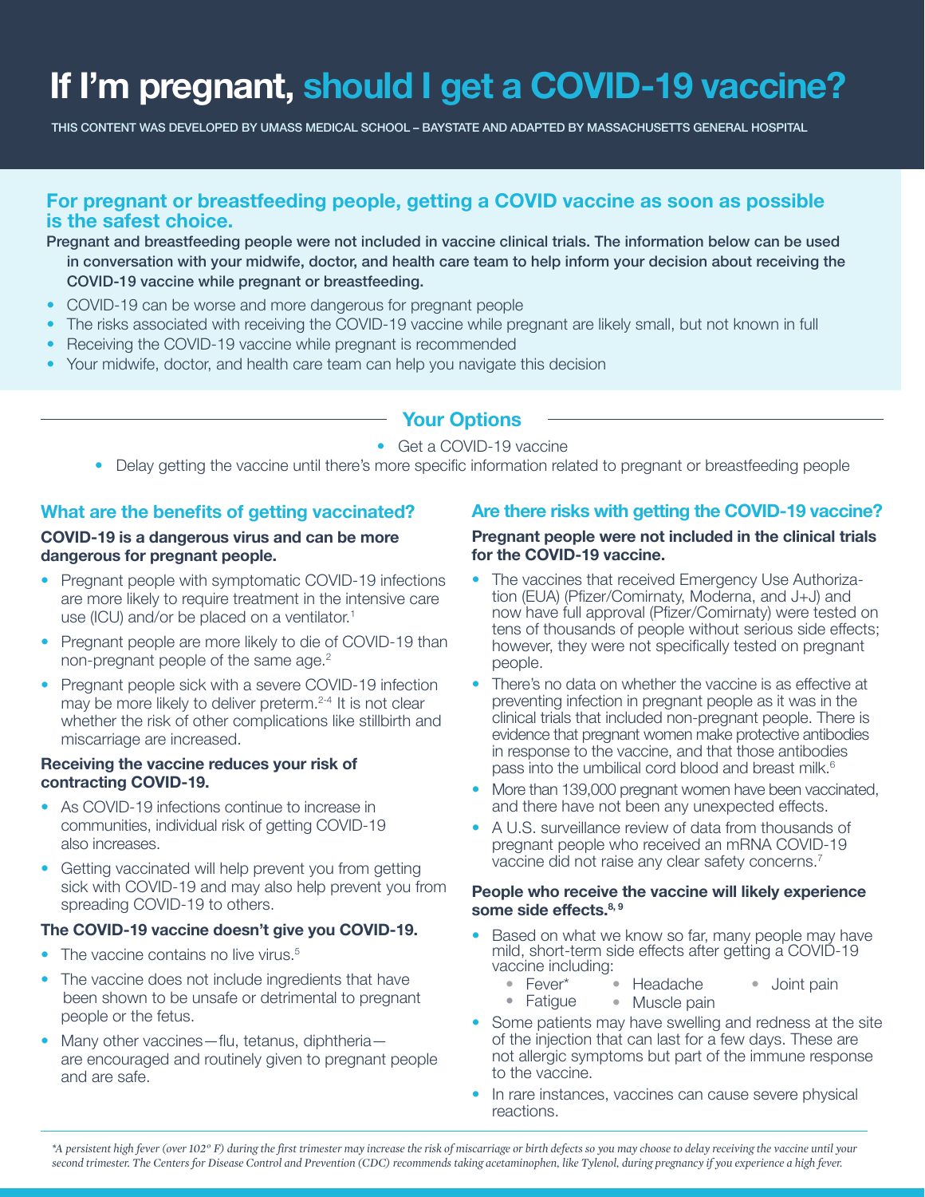# If I'm pregnant, should I get a COVID-19 vaccine?

THIS CONTENT WAS DEVELOPED BY UMASS MEDICAL SCHOOL – BAYSTATE AND ADAPTED BY MASSACHUSETTS GENERAL HOSPITAL

## For pregnant or breastfeeding people, getting a COVID vaccine as soon as possible is the safest choice.

**Pregnant and breastfeeding people were not included in vaccine clinical trials. The information below can be used in conversation with your midwife, doctor, and health care team to help inform your decision about receiving the COVID-19 vaccine while pregnant or breastfeeding.**

- COVID-19 can be worse and more dangerous for pregnant people
- The risks associated with receiving the COVID-19 vaccine while pregnant are likely small, but not known in full
- Receiving the COVID-19 vaccine while pregnant is recommended
- Your midwife, doctor, and health care team can help you navigate this decision

## Your Options

- Get a COVID-19 vaccine
- Delay getting the vaccine until there's more specific information related to pregnant or breastfeeding people

## What are the benefits of getting vaccinated?

**COVID-19 is a dangerous virus and can be more dangerous for pregnant people.**

- Pregnant people with symptomatic COVID-19 infections are more likely to require treatment in the intensive care use (ICU) and/or be placed on a ventilator.[1]
- Pregnant people are more likely to die of COVID-19 than non-pregnant people of the same age.[2]
- Pregnant people sick with a severe COVID-19 infection may be more likely to deliver preterm.[2-4] It is not clear whether the risk of other complications like stillbirth and miscarriage are increased.

**Receiving the vaccine reduces your risk of contracting COVID-19.**

- As COVID-19 infections continue to increase in communities, individual risk of getting COVID-19 also increases.
- Getting vaccinated will help prevent you from getting sick with COVID-19 and may also help prevent you from spreading COVID-19 to others.

**The COVID-19 vaccine doesn't give you COVID-19.**

- The vaccine contains no live virus.[5]
- The vaccine does not include ingredients that have been shown to be unsafe or detrimental to pregnant people or the fetus.
- Many other vaccines—flu, tetanus, diphtheria—are encouraged and routinely given to pregnant people and are safe.

## Are there risks with getting the COVID-19 vaccine?

**Pregnant people were not included in the clinical trials for the COVID-19 vaccine.**

- The vaccines that received Emergency Use Authorization (EUA) (Pfizer/Comirnaty, Moderna, and J+J) and now have full approval (Pfizer/Comirnaty) were tested on tens of thousands of people without serious side effects; however, they were not specifically tested on pregnant people.
- There's no data on whether the vaccine is as effective at preventing infection in pregnant people as it was in the clinical trials that included non-pregnant people. There is evidence that pregnant women make protective antibodies in response to the vaccine, and that those antibodies pass into the umbilical cord blood and breast milk.[6]
- More than 139,000 pregnant women have been vaccinated, and there have not been any unexpected effects.
- A U.S. surveillance review of data from thousands of pregnant people who received an mRNA COVID-19 vaccine did not raise any clear safety concerns.[7]

**People who receive the vaccine will likely experience some side effects.[8, 9]**

- Based on what we know so far, many people may have mild, short-term side effects after getting a COVID-19 vaccine including:
  - Fever*
  - Fatigue
  - Headache
  - Muscle pain
  - Joint pain
- Some patients may have swelling and redness at the site of the injection that can last for a few days. These are not allergic symptoms but part of the immune response to the vaccine.
- In rare instances, vaccines can cause severe physical reactions.

*\*A persistent high fever (over 102° F) during the first trimester may increase the risk of miscarriage or birth defects so you may choose to delay receiving the vaccine until your second trimester. The Centers for Disease Control and Prevention (CDC) recommends taking acetaminophen, like Tylenol, during pregnancy if you experience a high fever.*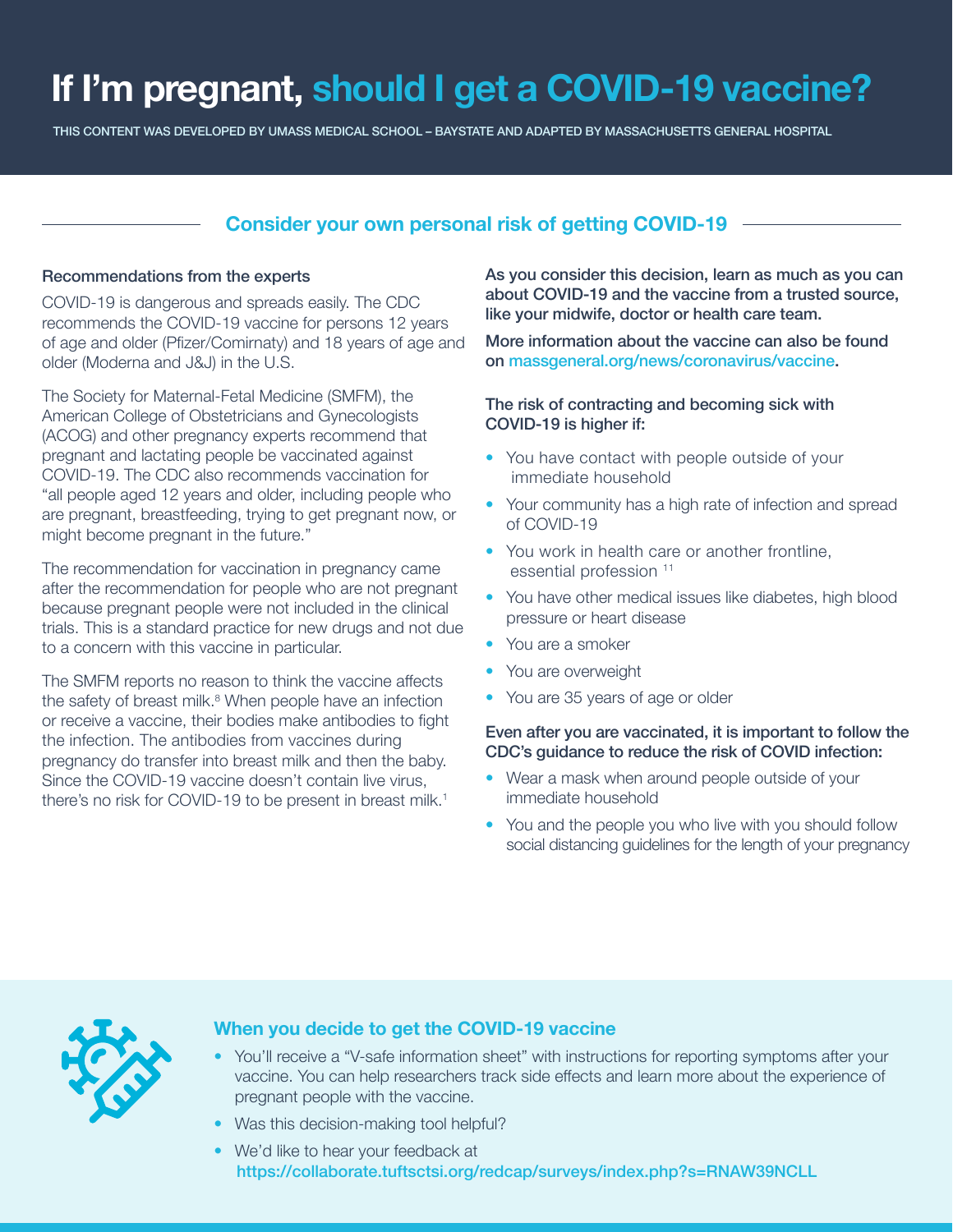# If I'm pregnant, should I get a COVID-19 vaccine?

THIS CONTENT WAS DEVELOPED BY UMASS MEDICAL SCHOOL – BAYSTATE AND ADAPTED BY MASSACHUSETTS GENERAL HOSPITAL

## Consider your own personal risk of getting COVID-19

**Recommendations from the experts**

COVID-19 is dangerous and spreads easily. The CDC recommends the COVID-19 vaccine for persons 12 years of age and older (Pfizer/Comirnaty) and 18 years of age and older (Moderna and J&J) in the U.S.

The Society for Maternal-Fetal Medicine (SMFM), the American College of Obstetricians and Gynecologists (ACOG) and other pregnancy experts recommend that pregnant and lactating people be vaccinated against COVID-19. The CDC also recommends vaccination for "all people aged 12 years and older, including people who are pregnant, breastfeeding, trying to get pregnant now, or might become pregnant in the future."

The recommendation for vaccination in pregnancy came after the recommendation for people who are not pregnant because pregnant people were not included in the clinical trials. This is a standard practice for new drugs and not due to a concern with this vaccine in particular.

The SMFM reports no reason to think the vaccine affects the safety of breast milk.[8] When people have an infection or receive a vaccine, their bodies make antibodies to fight the infection. The antibodies from vaccines during pregnancy do transfer into breast milk and then the baby. Since the COVID-19 vaccine doesn't contain live virus, there's no risk for COVID-19 to be present in breast milk.[1]

**As you consider this decision, learn as much as you can about COVID-19 and the vaccine from a trusted source, like your midwife, doctor or health care team.**

**More information about the vaccine can also be found on massgeneral.org/news/coronavirus/vaccine.**

**The risk of contracting and becoming sick with COVID-19 is higher if:**

- You have contact with people outside of your immediate household
- Your community has a high rate of infection and spread of COVID-19
- You work in health care or another frontline, essential profession [11]
- You have other medical issues like diabetes, high blood pressure or heart disease
- You are a smoker
- You are overweight
- You are 35 years of age or older

**Even after you are vaccinated, it is important to follow the CDC's guidance to reduce the risk of COVID infection:**

- Wear a mask when around people outside of your immediate household
- You and the people you who live with you should follow social distancing guidelines for the length of your pregnancy

### When you decide to get the COVID-19 vaccine

- You'll receive a "V-safe information sheet" with instructions for reporting symptoms after your vaccine. You can help researchers track side effects and learn more about the experience of pregnant people with the vaccine.
- Was this decision-making tool helpful?
- We'd like to hear your feedback at https://collaborate.tuftsctsi.org/redcap/surveys/index.php?s=RNAW39NCLL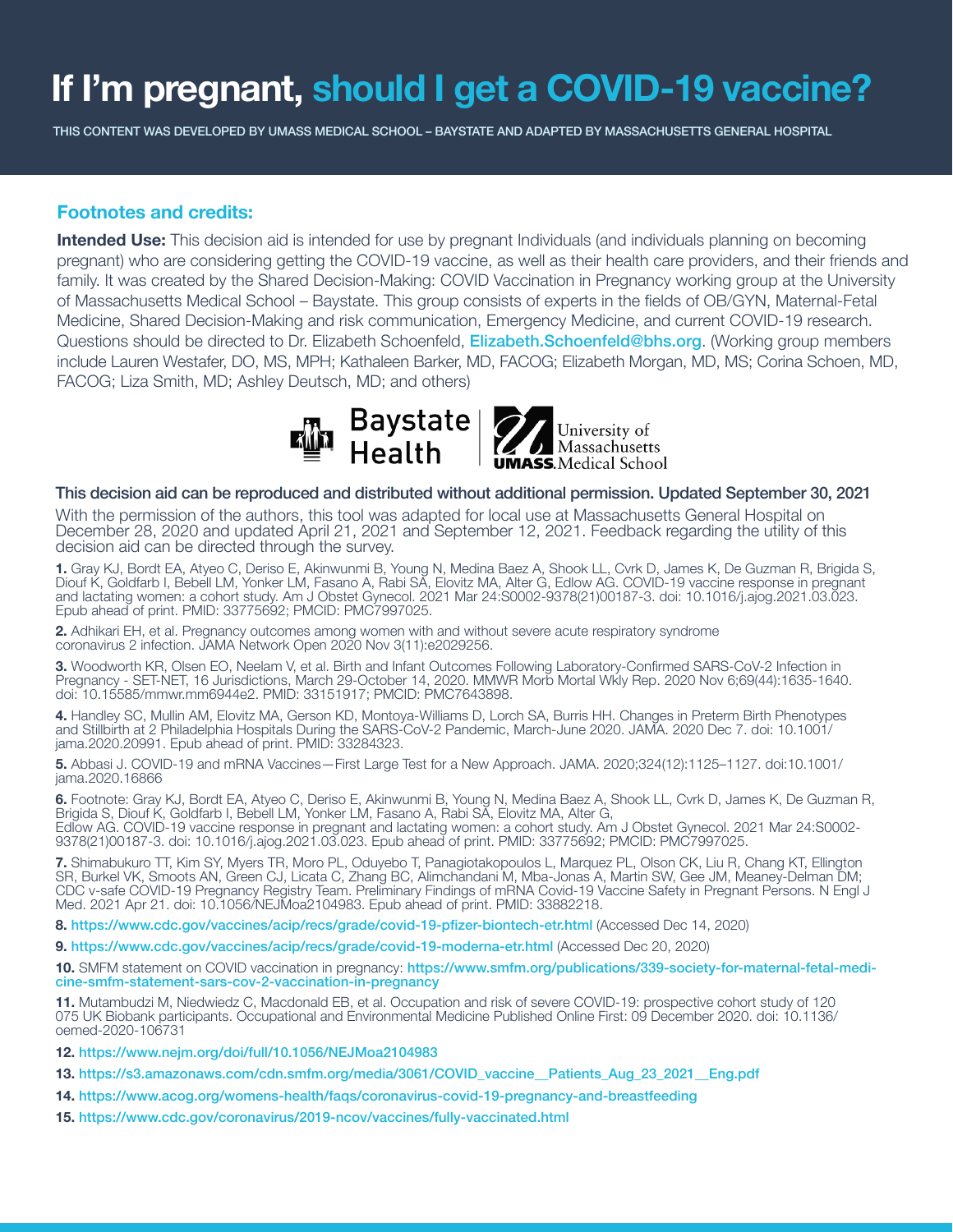# If I'm pregnant, should I get a COVID-19 vaccine?

THIS CONTENT WAS DEVELOPED BY UMASS MEDICAL SCHOOL – BAYSTATE AND ADAPTED BY MASSACHUSETTS GENERAL HOSPITAL

## Footnotes and credits:

**Intended Use:** This decision aid is intended for use by pregnant Individuals (and individuals planning on becoming pregnant) who are considering getting the COVID-19 vaccine, as well as their health care providers, and their friends and family. It was created by the Shared Decision-Making: COVID Vaccination in Pregnancy working group at the University of Massachusetts Medical School – Baystate. This group consists of experts in the fields of OB/GYN, Maternal-Fetal Medicine, Shared Decision-Making and risk communication, Emergency Medicine, and current COVID-19 research. Questions should be directed to Dr. Elizabeth Schoenfeld, Elizabeth.Schoenfeld@bhs.org. (Working group members include Lauren Westafer, DO, MS, MPH; Kathaleen Barker, MD, FACOG; Elizabeth Morgan, MD, MS; Corina Schoen, MD, FACOG; Liza Smith, MD; Ashley Deutsch, MD; and others)

Baystate Health | University of Massachusetts UMASS. Medical School

**This decision aid can be reproduced and distributed without additional permission. Updated September 30, 2021**

With the permission of the authors, this tool was adapted for local use at Massachusetts General Hospital on December 28, 2020 and updated April 21, 2021 and September 12, 2021. Feedback regarding the utility of this decision aid can be directed through the survey.

**1.** Gray KJ, Bordt EA, Atyeo C, Deriso E, Akinwunmi B, Young N, Medina Baez A, Shook LL, Cvrk D, James K, De Guzman R, Brigida S, Diouf K, Goldfarb I, Bebell LM, Yonker LM, Fasano A, Rabi SA, Elovitz MA, Alter G, Edlow AG. COVID-19 vaccine response in pregnant and lactating women: a cohort study. Am J Obstet Gynecol. 2021 Mar 24:S0002-9378(21)00187-3. doi: 10.1016/j.ajog.2021.03.023. Epub ahead of print. PMID: 33775692; PMCID: PMC7997025.

**2.** Adhikari EH, et al. Pregnancy outcomes among women with and without severe acute respiratory syndrome coronavirus 2 infection. JAMA Network Open 2020 Nov 3(11):e2029256.

**3.** Woodworth KR, Olsen EO, Neelam V, et al. Birth and Infant Outcomes Following Laboratory-Confirmed SARS-CoV-2 Infection in Pregnancy - SET-NET, 16 Jurisdictions, March 29-October 14, 2020. MMWR Morb Mortal Wkly Rep. 2020 Nov 6;69(44):1635-1640. doi: 10.15585/mmwr.mm6944e2. PMID: 33151917; PMCID: PMC7643898.

**4.** Handley SC, Mullin AM, Elovitz MA, Gerson KD, Montoya-Williams D, Lorch SA, Burris HH. Changes in Preterm Birth Phenotypes and Stillbirth at 2 Philadelphia Hospitals During the SARS-CoV-2 Pandemic, March-June 2020. JAMA. 2020 Dec 7. doi: 10.1001/jama.2020.20991. Epub ahead of print. PMID: 33284323.

**5.** Abbasi J. COVID-19 and mRNA Vaccines—First Large Test for a New Approach. JAMA. 2020;324(12):1125–1127. doi:10.1001/jama.2020.16866

**6.** Footnote: Gray KJ, Bordt EA, Atyeo C, Deriso E, Akinwunmi B, Young N, Medina Baez A, Shook LL, Cvrk D, James K, De Guzman R, Brigida S, Diouf K, Goldfarb I, Bebell LM, Yonker LM, Fasano A, Rabi SA, Elovitz MA, Alter G, Edlow AG. COVID-19 vaccine response in pregnant and lactating women: a cohort study. Am J Obstet Gynecol. 2021 Mar 24:S0002-9378(21)00187-3. doi: 10.1016/j.ajog.2021.03.023. Epub ahead of print. PMID: 33775692; PMCID: PMC7997025.

**7.** Shimabukuro TT, Kim SY, Myers TR, Moro PL, Oduyebo T, Panagiotakopoulos L, Marquez PL, Olson CK, Liu R, Chang KT, Ellington SR, Burkel VK, Smoots AN, Green CJ, Licata C, Zhang BC, Alimchandani M, Mba-Jonas A, Martin SW, Gee JM, Meaney-Delman DM; CDC v-safe COVID-19 Pregnancy Registry Team. Preliminary Findings of mRNA Covid-19 Vaccine Safety in Pregnant Persons. N Engl J Med. 2021 Apr 21. doi: 10.1056/NEJMoa2104983. Epub ahead of print. PMID: 33882218.

**8.** https://www.cdc.gov/vaccines/acip/recs/grade/covid-19-pfizer-biontech-etr.html (Accessed Dec 14, 2020)

**9.** https://www.cdc.gov/vaccines/acip/recs/grade/covid-19-moderna-etr.html (Accessed Dec 20, 2020)

**10.** SMFM statement on COVID vaccination in pregnancy: https://www.smfm.org/publications/339-society-for-maternal-fetal-medicine-smfm-statement-sars-cov-2-vaccination-in-pregnancy

**11.** Mutambudzi M, Niedwiedz C, Macdonald EB, et al. Occupation and risk of severe COVID-19: prospective cohort study of 120 075 UK Biobank participants. Occupational and Environmental Medicine Published Online First: 09 December 2020. doi: 10.1136/oemed-2020-106731

**12.** https://www.nejm.org/doi/full/10.1056/NEJMoa2104983

**13.** https://s3.amazonaws.com/cdn.smfm.org/media/3061/COVID_vaccine__Patients_Aug_23_2021__Eng.pdf

**14.** https://www.acog.org/womens-health/faqs/coronavirus-covid-19-pregnancy-and-breastfeeding

**15.** https://www.cdc.gov/coronavirus/2019-ncov/vaccines/fully-vaccinated.html